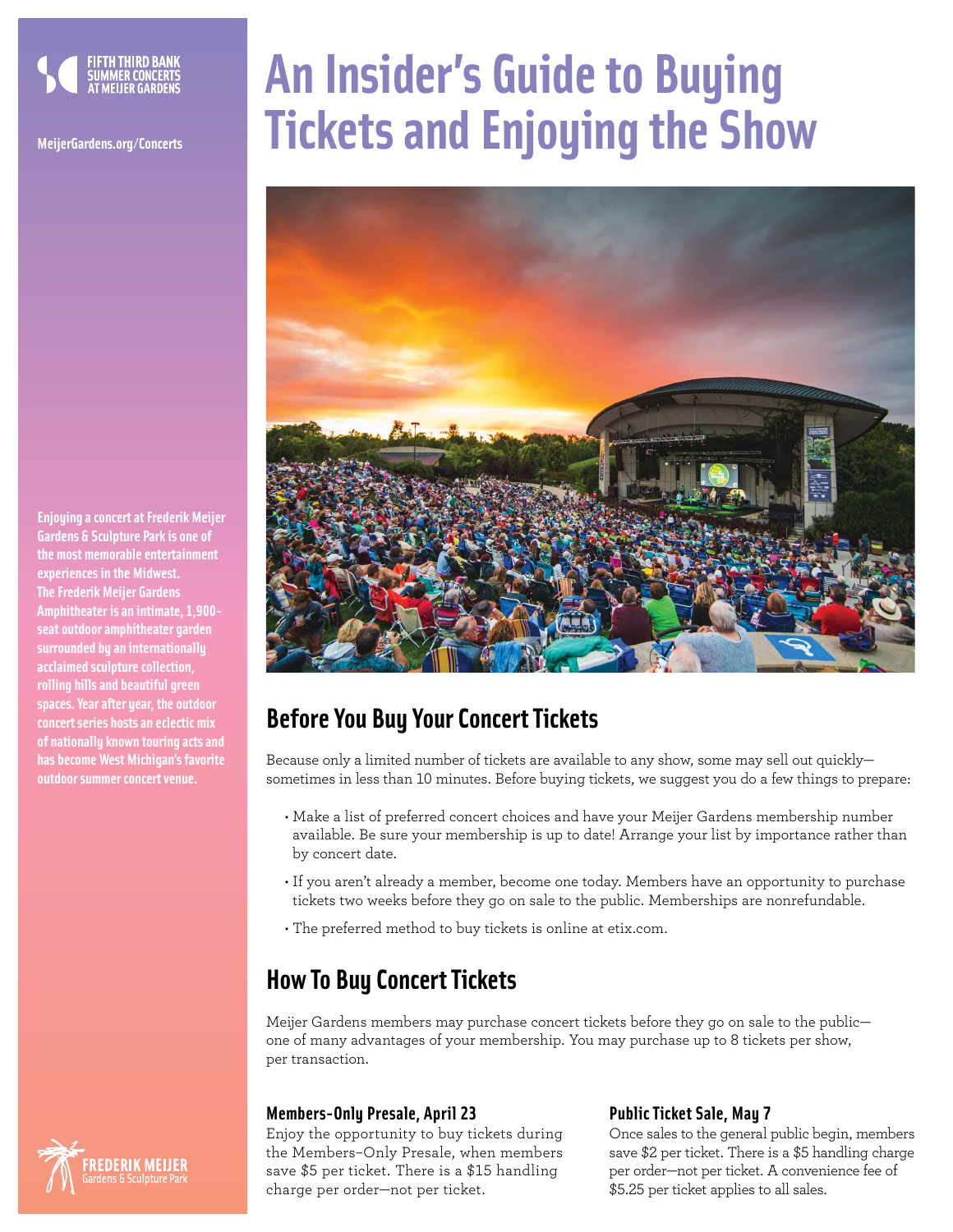FIFTH THIRD BANK SUMMER CONCERTS AT MEIJER GARDENS

MeijerGardens.org/Concerts

# An Insider's Guide to Buying Tickets and Enjoying the Show

**Enjoying a concert at Frederik Meijer Gardens & Sculpture Park is one of the most memorable entertainment experiences in the Midwest. The Frederik Meijer Gardens Amphitheater is an intimate, 1,900-seat outdoor amphitheater garden surrounded by an internationally acclaimed sculpture collection, rolling hills and beautiful green spaces. Year after year, the outdoor concert series hosts an eclectic mix of nationally known touring acts and has become West Michigan's favorite outdoor summer concert venue.**

## Before You Buy Your Concert Tickets

Because only a limited number of tickets are available to any show, some may sell out quickly—sometimes in less than 10 minutes. Before buying tickets, we suggest you do a few things to prepare:

- Make a list of preferred concert choices and have your Meijer Gardens membership number available. Be sure your membership is up to date! Arrange your list by importance rather than by concert date.
- If you aren't already a member, become one today. Members have an opportunity to purchase tickets two weeks before they go on sale to the public. Memberships are nonrefundable.
- The preferred method to buy tickets is online at etix.com.

## How To Buy Concert Tickets

Meijer Gardens members may purchase concert tickets before they go on sale to the public—one of many advantages of your membership. You may purchase up to 8 tickets per show, per transaction.

### Members-Only Presale, April 23

Enjoy the opportunity to buy tickets during the Members-Only Presale, when members save $5 per ticket. There is a $15 handling charge per order—not per ticket.

### Public Ticket Sale, May 7

Once sales to the general public begin, members save $2 per ticket. There is a $5 handling charge per order—not per ticket. A convenience fee of $5.25 per ticket applies to all sales.

FREDERIK MEIJER Gardens & Sculpture Park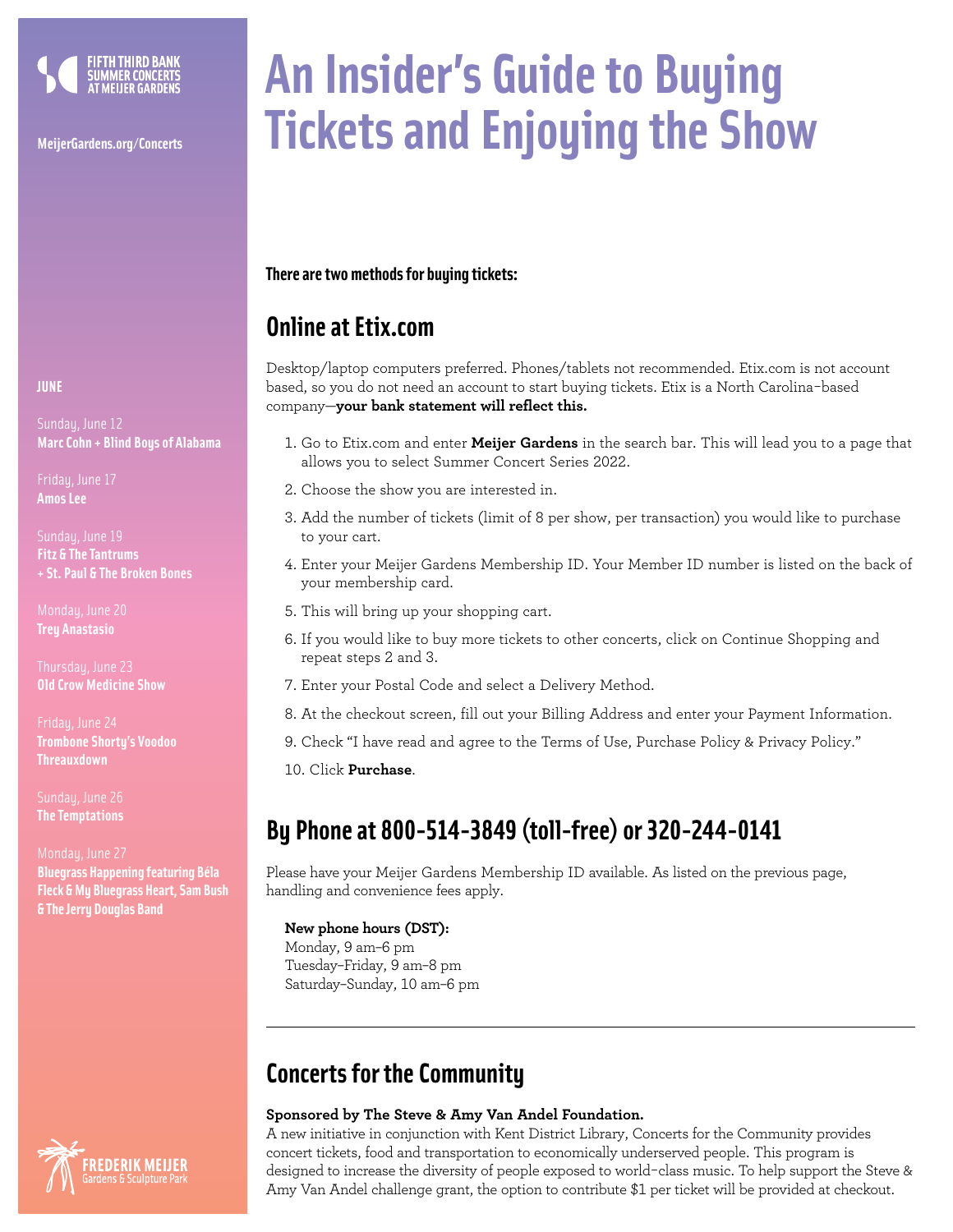FIFTH THIRD BANK SUMMER CONCERTS AT MEIJER GARDENS

MeijerGardens.org/Concerts

# An Insider's Guide to Buying Tickets and Enjoying the Show

**There are two methods for buying tickets:**

## Online at Etix.com

Desktop/laptop computers preferred. Phones/tablets not recommended. Etix.com is not account based, so you do not need an account to start buying tickets. Etix is a North Carolina-based company—**your bank statement will reflect this.**

1. Go to Etix.com and enter **Meijer Gardens** in the search bar. This will lead you to a page that allows you to select Summer Concert Series 2022.
2. Choose the show you are interested in.
3. Add the number of tickets (limit of 8 per show, per transaction) you would like to purchase to your cart.
4. Enter your Meijer Gardens Membership ID. Your Member ID number is listed on the back of your membership card.
5. This will bring up your shopping cart.
6. If you would like to buy more tickets to other concerts, click on Continue Shopping and repeat steps 2 and 3.
7. Enter your Postal Code and select a Delivery Method.
8. At the checkout screen, fill out your Billing Address and enter your Payment Information.
9. Check "I have read and agree to the Terms of Use, Purchase Policy & Privacy Policy."
10. Click **Purchase**.

## By Phone at 800-514-3849 (toll-free) or 320-244-0141

Please have your Meijer Gardens Membership ID available. As listed on the previous page, handling and convenience fees apply.

**New phone hours (DST):**
Monday, 9 am–6 pm
Tuesday–Friday, 9 am–8 pm
Saturday–Sunday, 10 am–6 pm

---

## Concerts for the Community

**Sponsored by The Steve & Amy Van Andel Foundation.**
A new initiative in conjunction with Kent District Library, Concerts for the Community provides concert tickets, food and transportation to economically underserved people. This program is designed to increase the diversity of people exposed to world-class music. To help support the Steve & Amy Van Andel challenge grant, the option to contribute $1 per ticket will be provided at checkout.

**JUNE**

Sunday, June 12
**Marc Cohn + Blind Boys of Alabama**

Friday, June 17
**Amos Lee**

Sunday, June 19
**Fitz & The Tantrums + St. Paul & The Broken Bones**

Monday, June 20
**Trey Anastasio**

Thursday, June 23
**Old Crow Medicine Show**

Friday, June 24
**Trombone Shorty's Voodoo Threauxdown**

Sunday, June 26
**The Temptations**

Monday, June 27
**Bluegrass Happening featuring Béla Fleck & My Bluegrass Heart, Sam Bush & The Jerry Douglas Band**

FREDERIK MEIJER Gardens & Sculpture Park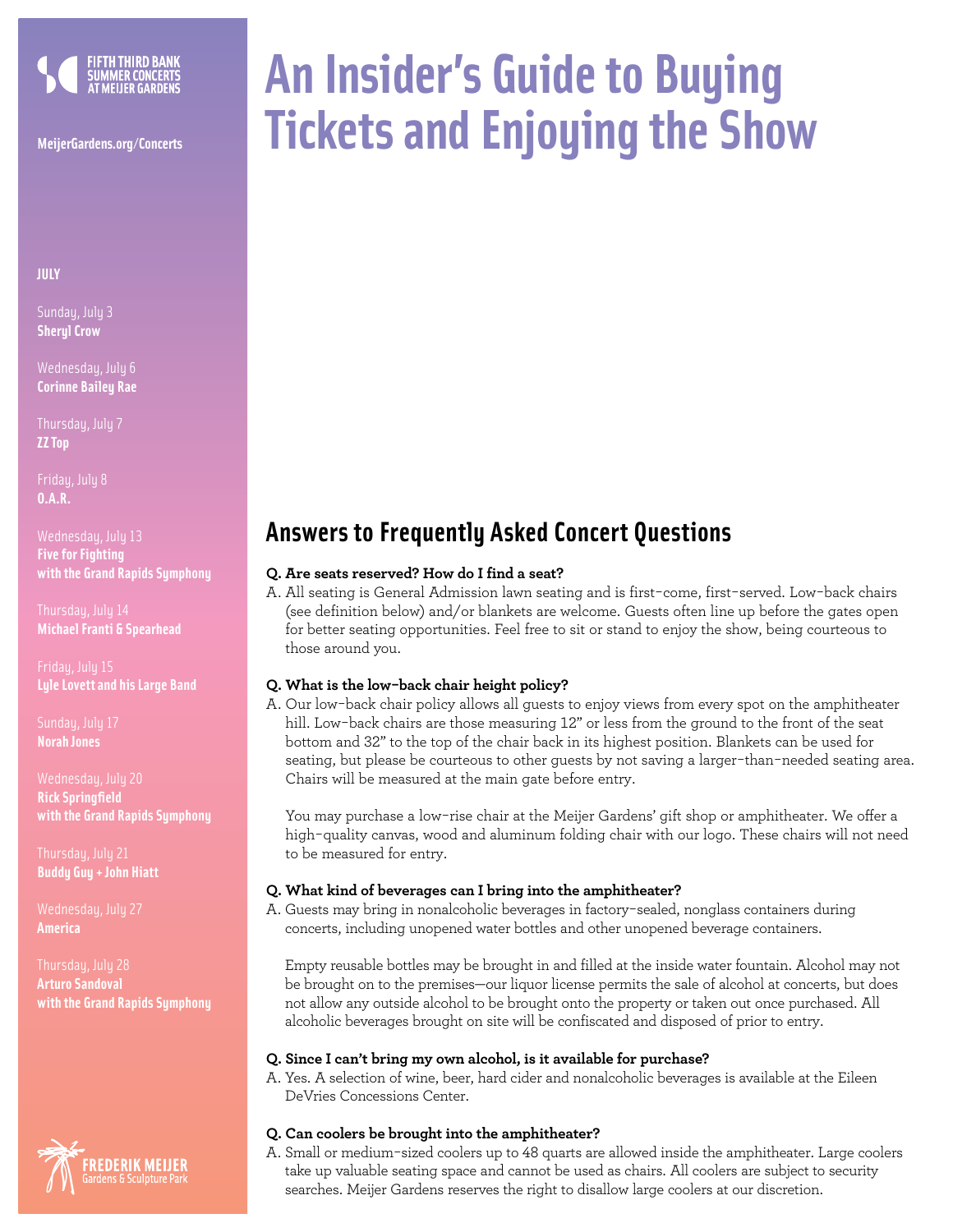FIFTH THIRD BANK SUMMER CONCERTS AT MEIJER GARDENS

MeijerGardens.org/Concerts

# An Insider's Guide to Buying Tickets and Enjoying the Show

**JULY**

Sunday, July 3
**Sheryl Crow**

Wednesday, July 6
**Corinne Bailey Rae**

Thursday, July 7
**ZZ Top**

Friday, July 8
**O.A.R.**

Wednesday, July 13
**Five for Fighting with the Grand Rapids Symphony**

Thursday, July 14
**Michael Franti & Spearhead**

Friday, July 15
**Lyle Lovett and his Large Band**

Sunday, July 17
**Norah Jones**

Wednesday, July 20
**Rick Springfield with the Grand Rapids Symphony**

Thursday, July 21
**Buddy Guy + John Hiatt**

Wednesday, July 27
**America**

Thursday, July 28
**Arturo Sandoval with the Grand Rapids Symphony**

## Answers to Frequently Asked Concert Questions

**Q. Are seats reserved? How do I find a seat?**

A. All seating is General Admission lawn seating and is first-come, first-served. Low-back chairs (see definition below) and/or blankets are welcome. Guests often line up before the gates open for better seating opportunities. Feel free to sit or stand to enjoy the show, being courteous to those around you.

**Q. What is the low-back chair height policy?**

A. Our low-back chair policy allows all guests to enjoy views from every spot on the amphitheater hill. Low-back chairs are those measuring 12" or less from the ground to the front of the seat bottom and 32" to the top of the chair back in its highest position. Blankets can be used for seating, but please be courteous to other guests by not saving a larger-than-needed seating area. Chairs will be measured at the main gate before entry.

You may purchase a low-rise chair at the Meijer Gardens' gift shop or amphitheater. We offer a high-quality canvas, wood and aluminum folding chair with our logo. These chairs will not need to be measured for entry.

**Q. What kind of beverages can I bring into the amphitheater?**

A. Guests may bring in nonalcoholic beverages in factory-sealed, nonglass containers during concerts, including unopened water bottles and other unopened beverage containers.

Empty reusable bottles may be brought in and filled at the inside water fountain. Alcohol may not be brought on to the premises—our liquor license permits the sale of alcohol at concerts, but does not allow any outside alcohol to be brought onto the property or taken out once purchased. All alcoholic beverages brought on site will be confiscated and disposed of prior to entry.

**Q. Since I can't bring my own alcohol, is it available for purchase?**

A. Yes. A selection of wine, beer, hard cider and nonalcoholic beverages is available at the Eileen DeVries Concessions Center.

**Q. Can coolers be brought into the amphitheater?**

A. Small or medium-sized coolers up to 48 quarts are allowed inside the amphitheater. Large coolers take up valuable seating space and cannot be used as chairs. All coolers are subject to security searches. Meijer Gardens reserves the right to disallow large coolers at our discretion.

FREDERIK MEIJER Gardens & Sculpture Park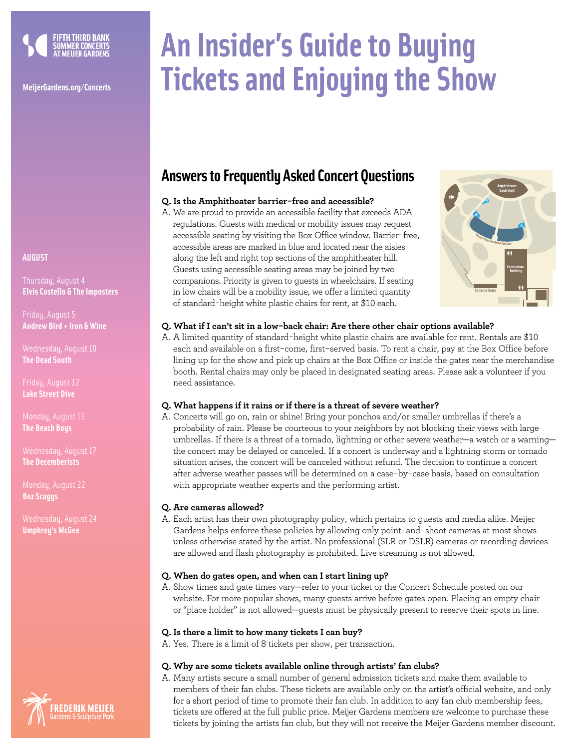FIFTH THIRD BANK SUMMER CONCERTS AT MEIJER GARDENS

MeijerGardens.org/Concerts

# An Insider's Guide to Buying Tickets and Enjoying the Show

**AUGUST**

Thursday, August 4
**Elvis Costello & The Imposters**

Friday, August 5
**Andrew Bird + Iron & Wine**

Wednesday, August 10
**The Dead South**

Friday, August 12
**Lake Street Dive**

Monday, August 15
**The Beach Boys**

Wednesday, August 17
**The Decemberists**

Monday, August 22
**Boz Scaggs**

Wednesday, August 24
**Umphrey's McGee**

## Answers to Frequently Asked Concert Questions

**Q. Is the Amphitheater barrier-free and accessible?**

A. We are proud to provide an accessible facility that exceeds ADA regulations. Guests with medical or mobility issues may request accessible seating by visiting the Box Office window. Barrier-free, accessible areas are marked in blue and located near the aisles along the left and right top sections of the amphitheater hill. Guests using accessible seating areas may be joined by two companions. Priority is given to guests in wheelchairs. If seating in low chairs will be a mobility issue, we offer a limited quantity of standard-height white plastic chairs for rent, at $10 each.

Amphitheater Band Shell

Steve & Amy Van Andel Terraces

Concessions Building

Entrance Gates

**Q. What if I can't sit in a low-back chair: Are there other chair options available?**

A. A limited quantity of standard-height white plastic chairs are available for rent. Rentals are $10 each and available on a first-come, first-served basis. To rent a chair, pay at the Box Office before lining up for the show and pick up chairs at the Box Office or inside the gates near the merchandise booth. Rental chairs may only be placed in designated seating areas. Please ask a volunteer if you need assistance.

**Q. What happens if it rains or if there is a threat of severe weather?**

A. Concerts will go on, rain or shine! Bring your ponchos and/or smaller umbrellas if there's a probability of rain. Please be courteous to your neighbors by not blocking their views with large umbrellas. If there is a threat of a tornado, lightning or other severe weather—a watch or a warning—the concert may be delayed or canceled. If a concert is underway and a lightning storm or tornado situation arises, the concert will be canceled without refund. The decision to continue a concert after adverse weather passes will be determined on a case-by-case basis, based on consultation with appropriate weather experts and the performing artist.

**Q. Are cameras allowed?**

A. Each artist has their own photography policy, which pertains to guests and media alike. Meijer Gardens helps enforce these policies by allowing only point-and-shoot cameras at most shows unless otherwise stated by the artist. No professional (SLR or DSLR) cameras or recording devices are allowed and flash photography is prohibited. Live streaming is not allowed.

**Q. When do gates open, and when can I start lining up?**

A. Show times and gate times vary—refer to your ticket or the Concert Schedule posted on our website. For more popular shows, many guests arrive before gates open. Placing an empty chair or "place holder" is not allowed—guests must be physically present to reserve their spots in line.

**Q. Is there a limit to how many tickets I can buy?**

A. Yes. There is a limit of 8 tickets per show, per transaction.

**Q. Why are some tickets available online through artists' fan clubs?**

A. Many artists secure a small number of general admission tickets and make them available to members of their fan clubs. These tickets are available only on the artist's official website, and only for a short period of time to promote their fan club. In addition to any fan club membership fees, tickets are offered at the full public price. Meijer Gardens members are welcome to purchase these tickets by joining the artists fan club, but they will not receive the Meijer Gardens member discount.

FREDERIK MEIJER Gardens & Sculpture Park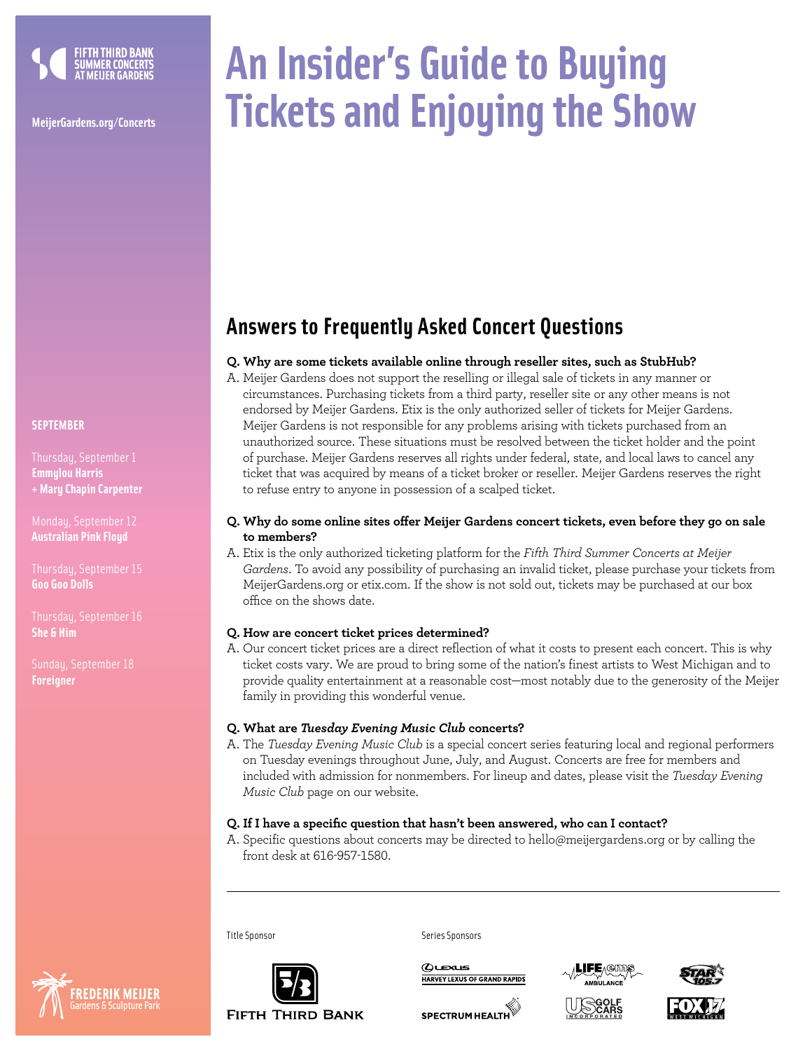FIFTH THIRD BANK SUMMER CONCERTS AT MEIJER GARDENS

MeijerGardens.org/Concerts

# An Insider's Guide to Buying Tickets and Enjoying the Show

**SEPTEMBER**

Thursday, September 1
**Emmylou Harris + Mary Chapin Carpenter**

Monday, September 12
**Australian Pink Floyd**

Thursday, September 15
**Goo Goo Dolls**

Thursday, September 16
**She & Him**

Sunday, September 18
**Foreigner**

## Answers to Frequently Asked Concert Questions

**Q. Why are some tickets available online through reseller sites, such as StubHub?**

A. Meijer Gardens does not support the reselling or illegal sale of tickets in any manner or circumstances. Purchasing tickets from a third party, reseller site or any other means is not endorsed by Meijer Gardens. Etix is the only authorized seller of tickets for Meijer Gardens. Meijer Gardens is not responsible for any problems arising with tickets purchased from an unauthorized source. These situations must be resolved between the ticket holder and the point of purchase. Meijer Gardens reserves all rights under federal, state, and local laws to cancel any ticket that was acquired by means of a ticket broker or reseller. Meijer Gardens reserves the right to refuse entry to anyone in possession of a scalped ticket.

**Q. Why do some online sites offer Meijer Gardens concert tickets, even before they go on sale to members?**

A. Etix is the only authorized ticketing platform for the *Fifth Third Summer Concerts at Meijer Gardens*. To avoid any possibility of purchasing an invalid ticket, please purchase your tickets from MeijerGardens.org or etix.com. If the show is not sold out, tickets may be purchased at our box office on the shows date.

**Q. How are concert ticket prices determined?**

A. Our concert ticket prices are a direct reflection of what it costs to present each concert. This is why ticket costs vary. We are proud to bring some of the nation's finest artists to West Michigan and to provide quality entertainment at a reasonable cost—most notably due to the generosity of the Meijer family in providing this wonderful venue.

**Q. What are *Tuesday Evening Music Club* concerts?**

A. The *Tuesday Evening Music Club* is a special concert series featuring local and regional performers on Tuesday evenings throughout June, July, and August. Concerts are free for members and included with admission for nonmembers. For lineup and dates, please visit the *Tuesday Evening Music Club* page on our website.

**Q. If I have a specific question that hasn't been answered, who can I contact?**

A. Specific questions about concerts may be directed to hello@meijergardens.org or by calling the front desk at 616-957-1580.

Title Sponsor

Fifth Third Bank

Series Sponsors

Lexus — Harvey Lexus of Grand Rapids

Life EMS Ambulance

Star 105.7

Spectrum Health

US Golf Cars Incorporated

Fox 17 West Michigan

FREDERIK MEIJER Gardens & Sculpture Park